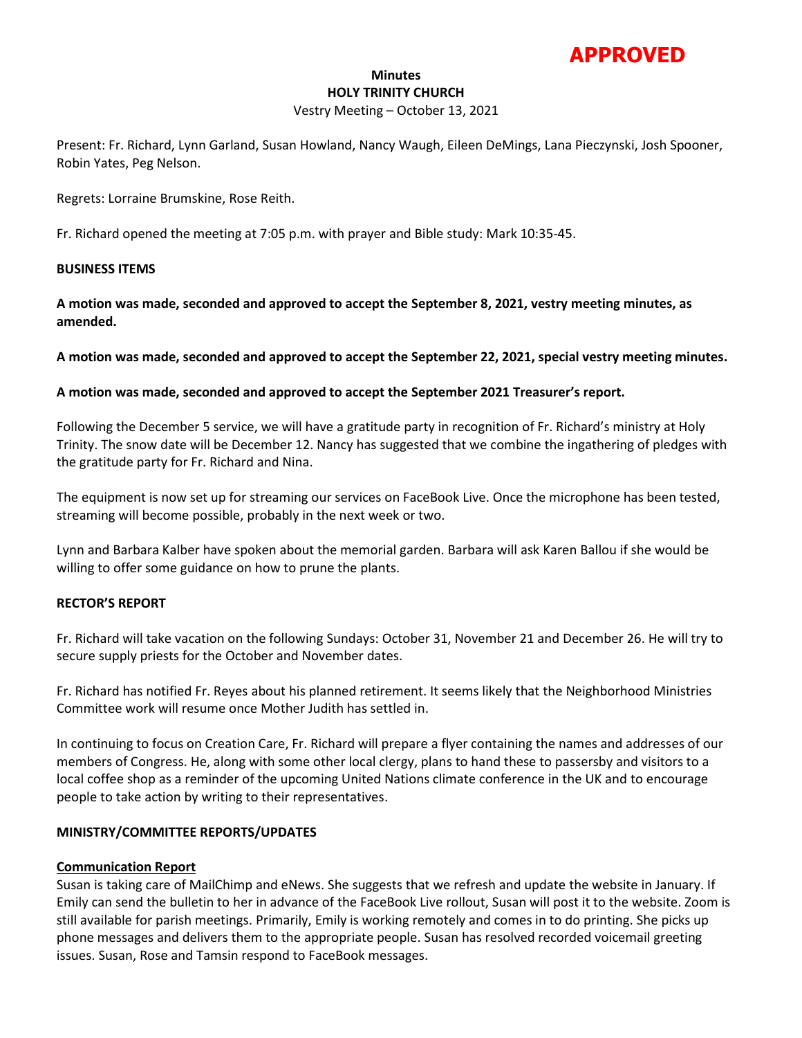**APPROVED**

# Minutes
# HOLY TRINITY CHURCH
Vestry Meeting – October 13, 2021

Present: Fr. Richard, Lynn Garland, Susan Howland, Nancy Waugh, Eileen DeMings, Lana Pieczynski, Josh Spooner, Robin Yates, Peg Nelson.

Regrets: Lorraine Brumskine, Rose Reith.

Fr. Richard opened the meeting at 7:05 p.m. with prayer and Bible study: Mark 10:35-45.

## BUSINESS ITEMS

**A motion was made, seconded and approved to accept the September 8, 2021, vestry meeting minutes, as amended.**

**A motion was made, seconded and approved to accept the September 22, 2021, special vestry meeting minutes.**

**A motion was made, seconded and approved to accept the September 2021 Treasurer's report.**

Following the December 5 service, we will have a gratitude party in recognition of Fr. Richard's ministry at Holy Trinity. The snow date will be December 12. Nancy has suggested that we combine the ingathering of pledges with the gratitude party for Fr. Richard and Nina.

The equipment is now set up for streaming our services on FaceBook Live. Once the microphone has been tested, streaming will become possible, probably in the next week or two.

Lynn and Barbara Kalber have spoken about the memorial garden. Barbara will ask Karen Ballou if she would be willing to offer some guidance on how to prune the plants.

## RECTOR'S REPORT

Fr. Richard will take vacation on the following Sundays: October 31, November 21 and December 26. He will try to secure supply priests for the October and November dates.

Fr. Richard has notified Fr. Reyes about his planned retirement. It seems likely that the Neighborhood Ministries Committee work will resume once Mother Judith has settled in.

In continuing to focus on Creation Care, Fr. Richard will prepare a flyer containing the names and addresses of our members of Congress. He, along with some other local clergy, plans to hand these to passersby and visitors to a local coffee shop as a reminder of the upcoming United Nations climate conference in the UK and to encourage people to take action by writing to their representatives.

## MINISTRY/COMMITTEE REPORTS/UPDATES

### Communication Report

Susan is taking care of MailChimp and eNews. She suggests that we refresh and update the website in January. If Emily can send the bulletin to her in advance of the FaceBook Live rollout, Susan will post it to the website. Zoom is still available for parish meetings. Primarily, Emily is working remotely and comes in to do printing. She picks up phone messages and delivers them to the appropriate people. Susan has resolved recorded voicemail greeting issues. Susan, Rose and Tamsin respond to FaceBook messages.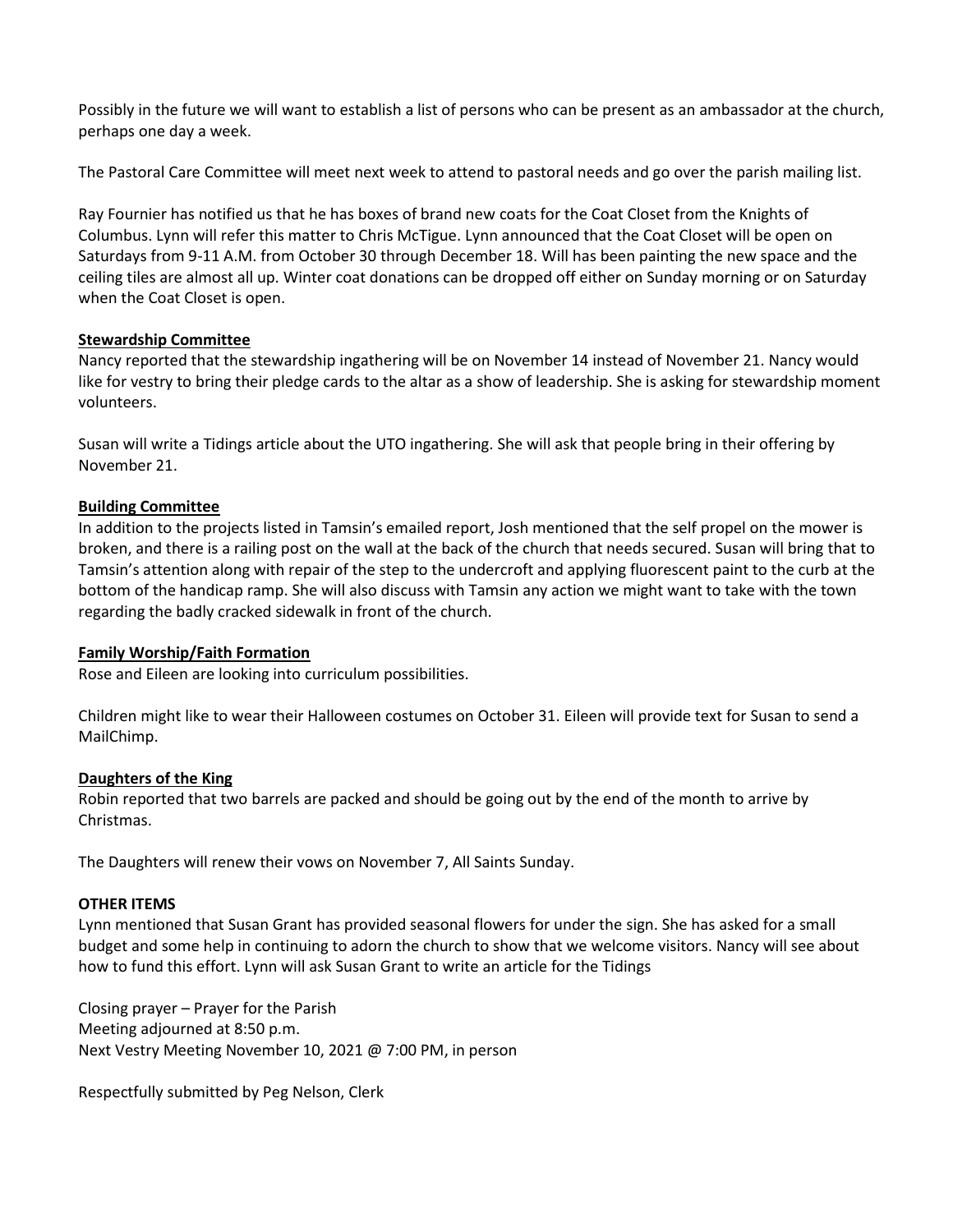Possibly in the future we will want to establish a list of persons who can be present as an ambassador at the church, perhaps one day a week.

The Pastoral Care Committee will meet next week to attend to pastoral needs and go over the parish mailing list.

Ray Fournier has notified us that he has boxes of brand new coats for the Coat Closet from the Knights of Columbus. Lynn will refer this matter to Chris McTigue. Lynn announced that the Coat Closet will be open on Saturdays from 9-11 A.M. from October 30 through December 18. Will has been painting the new space and the ceiling tiles are almost all up. Winter coat donations can be dropped off either on Sunday morning or on Saturday when the Coat Closet is open.

**Stewardship Committee**

Nancy reported that the stewardship ingathering will be on November 14 instead of November 21. Nancy would like for vestry to bring their pledge cards to the altar as a show of leadership. She is asking for stewardship moment volunteers.

Susan will write a Tidings article about the UTO ingathering. She will ask that people bring in their offering by November 21.

**Building Committee**

In addition to the projects listed in Tamsin's emailed report, Josh mentioned that the self propel on the mower is broken, and there is a railing post on the wall at the back of the church that needs secured. Susan will bring that to Tamsin's attention along with repair of the step to the undercroft and applying fluorescent paint to the curb at the bottom of the handicap ramp. She will also discuss with Tamsin any action we might want to take with the town regarding the badly cracked sidewalk in front of the church.

**Family Worship/Faith Formation**

Rose and Eileen are looking into curriculum possibilities.

Children might like to wear their Halloween costumes on October 31. Eileen will provide text for Susan to send a MailChimp.

**Daughters of the King**

Robin reported that two barrels are packed and should be going out by the end of the month to arrive by Christmas.

The Daughters will renew their vows on November 7, All Saints Sunday.

**OTHER ITEMS**

Lynn mentioned that Susan Grant has provided seasonal flowers for under the sign. She has asked for a small budget and some help in continuing to adorn the church to show that we welcome visitors. Nancy will see about how to fund this effort. Lynn will ask Susan Grant to write an article for the Tidings

Closing prayer – Prayer for the Parish
Meeting adjourned at 8:50 p.m.
Next Vestry Meeting November 10, 2021 @ 7:00 PM, in person

Respectfully submitted by Peg Nelson, Clerk